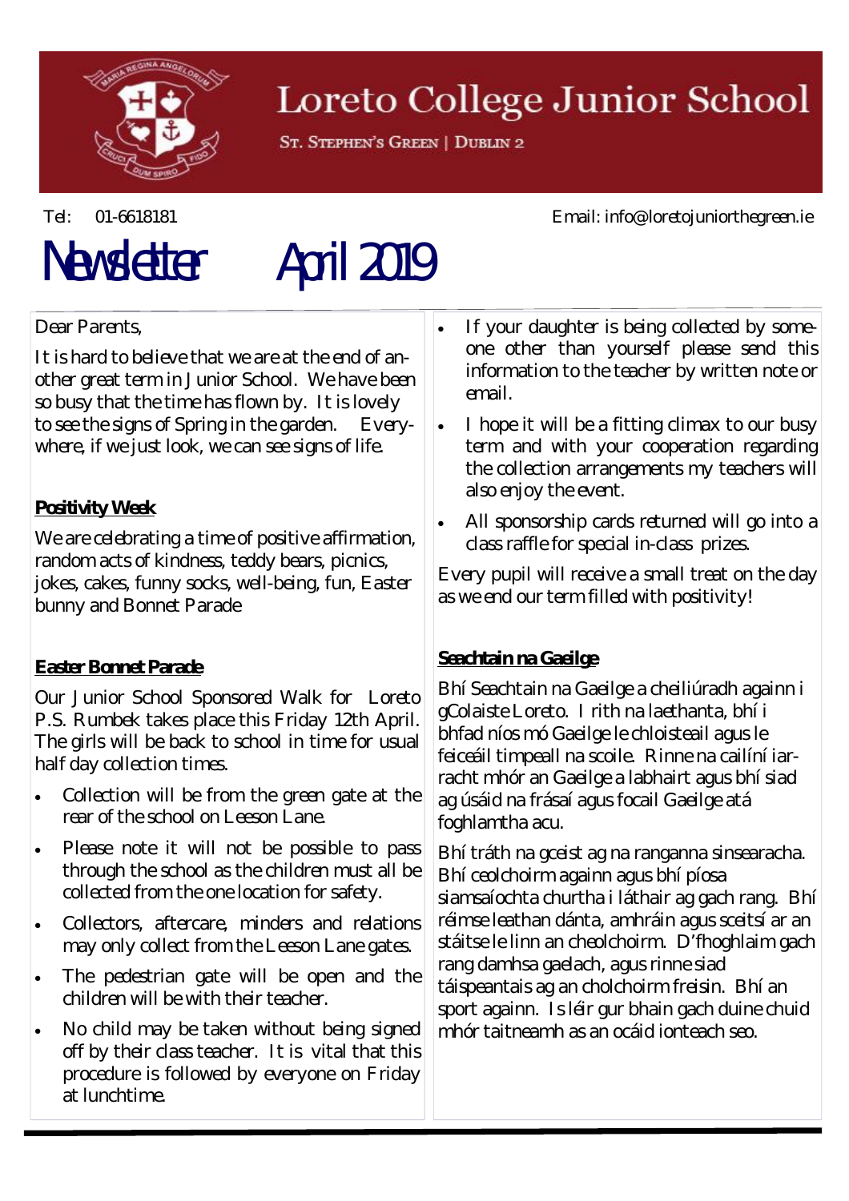# Loreto College Junior School

ST. STEPHEN'S GREEN | DUBLIN 2

Tel: 01-6618181 Email: info@loretojuniorthegreen.ie

# Newsletter April 2019

Dear Parents,

It is hard to believe that we are at the end of another great term in Junior School. We have been so busy that the time has flown by. It is lovely to see the signs of Spring in the garden. Everywhere, if we just look, we can see signs of life.

**Positivity Week**

We are celebrating a time of positive affirmation, random acts of kindness, teddy bears, picnics, jokes, cakes, funny socks, well-being, fun, Easter bunny and Bonnet Parade

**Easter Bonnet Parade**

Our Junior School Sponsored Walk for Loreto P.S. Rumbek takes place this Friday 12th April. The girls will be back to school in time for usual half day collection times.

- Collection will be from the green gate at the rear of the school on Leeson Lane.
- Please note it will not be possible to pass through the school as the children must all be collected from the one location for safety.
- Collectors, aftercare, minders and relations may only collect from the Leeson Lane gates.
- The pedestrian gate will be open and the children will be with their teacher.
- No child may be taken without being signed off by their class teacher. It is vital that this procedure is followed by everyone on Friday at lunchtime.
- If your daughter is being collected by someone other than yourself please send this information to the teacher by written note or email.
- I hope it will be a fitting climax to our busy term and with your cooperation regarding the collection arrangements my teachers will also enjoy the event.
- All sponsorship cards returned will go into a class raffle for special in-class prizes.

Every pupil will receive a small treat on the day as we end our term filled with positivity!

**Seachtain na Gaeilge**

Bhí Seachtain na Gaeilge a cheiliúradh againn i gColaiste Loreto. I rith na laethanta, bhí i bhfad níos mó Gaeilge le chloisteail agus le feiceáil timpeall na scoile. Rinne na cailíní iarracht mhór an Gaeilge a labhairt agus bhí siad ag úsáid na frásaí agus focail Gaeilge atá foghlamtha acu.

Bhí tráth na gceist ag na ranganna sinsearacha. Bhí ceolchoirm againn agus bhí píosa siamsaíochta churtha i láthair ag gach rang. Bhí réimse leathan dánta, amhráin agus sceitsí ar an stáitse le linn an cheolchoirm. D'fhoghlaim gach rang damhsa gaelach, agus rinne siad táispeantais ag an cholchoirm freisin. Bhí an sport againn. Is léir gur bhain gach duine chuid mhór taitneamh as an ocáid iontach seo.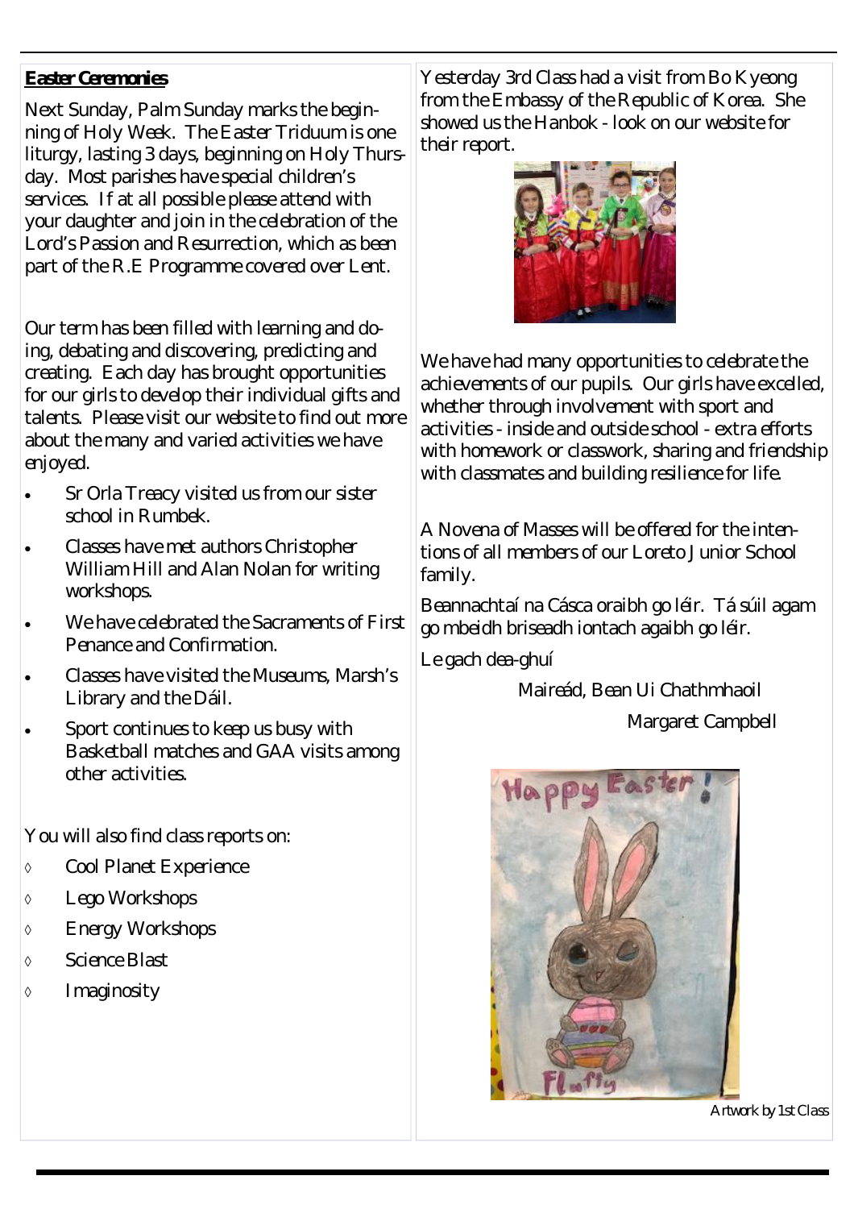**Easter Ceremonies**

Next Sunday, Palm Sunday marks the beginning of Holy Week. The Easter Triduum is one liturgy, lasting 3 days, beginning on Holy Thursday. Most parishes have special children's services. If at all possible please attend with your daughter and join in the celebration of the Lord's Passion and Resurrection, which as been part of the R.E Programme covered over Lent.

Our term has been filled with learning and doing, debating and discovering, predicting and creating. Each day has brought opportunities for our girls to develop their individual gifts and talents. Please visit our website to find out more about the many and varied activities we have enjoyed.

- Sr Orla Treacy visited us from our sister school in Rumbek.
- Classes have met authors Christopher William Hill and Alan Nolan for writing workshops.
- We have celebrated the Sacraments of First Penance and Confirmation.
- Classes have visited the Museums, Marsh's Library and the Dáil.
- Sport continues to keep us busy with Basketball matches and GAA visits among other activities.

You will also find class reports on:

- ◊ Cool Planet Experience
- ◊ Lego Workshops
- ◊ Energy Workshops
- ◊ Science Blast
- ◊ Imaginosity

Yesterday 3rd Class had a visit from Bo Kyeong from the Embassy of the Republic of Korea. She showed us the Hanbok - look on our website for their report.

We have had many opportunities to celebrate the achievements of our pupils. Our girls have excelled, whether through involvement with sport and activities - inside and outside school - extra efforts with homework or classwork, sharing and friendship with classmates and building resilience for life.

A Novena of Masses will be offered for the intentions of all members of our Loreto Junior School family.

Beannachtaí na Cásca oraibh go léir. Tá súil agam go mbeidh briseadh iontach agaibh go léir.

Le gach dea-ghuí

Maireád, Bean Ui Chathmhaoil

Margaret Campbell

Artwork by 1st Class